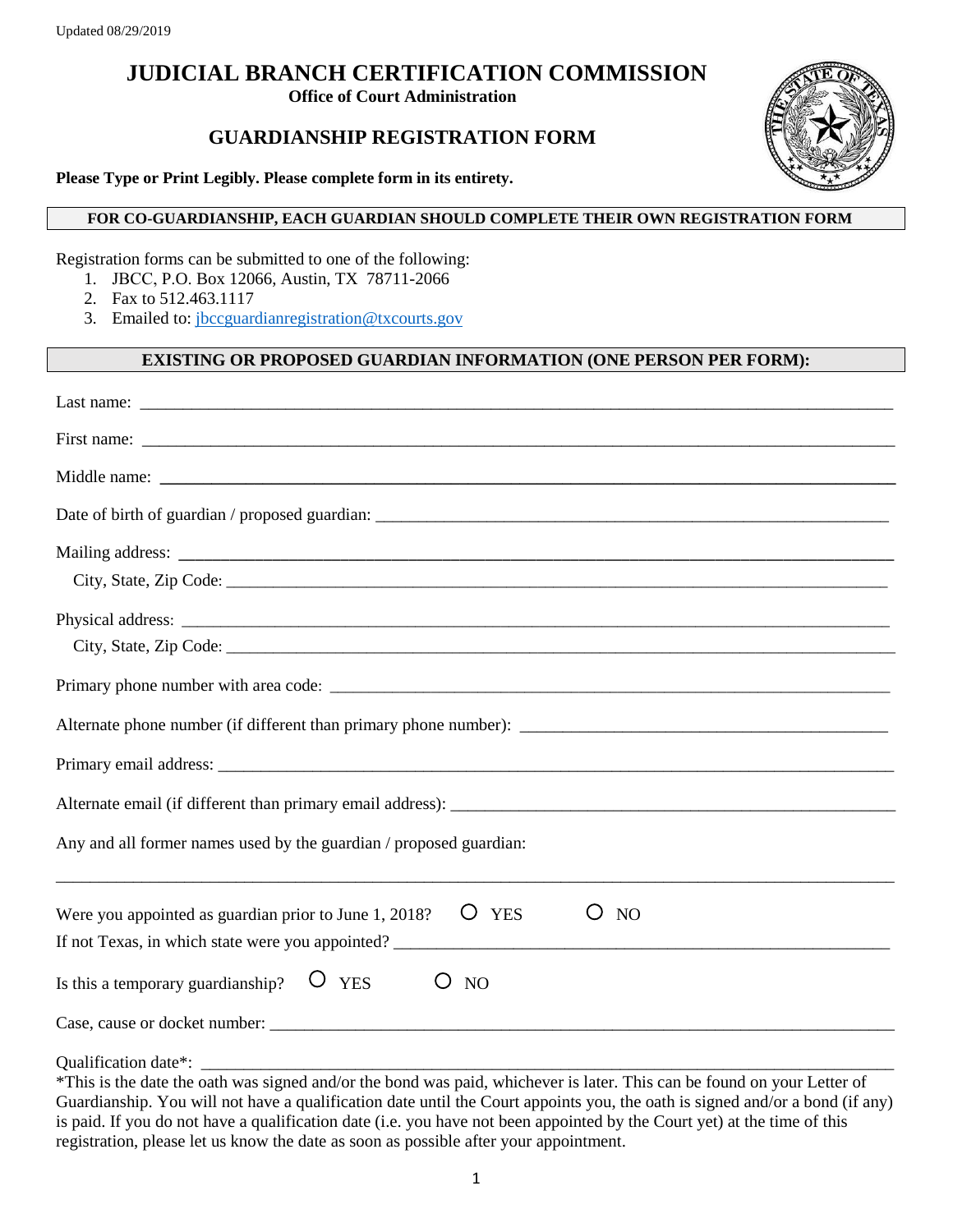Updated 08/29/2019

# JUDICIAL BRANCH CERTIFICATION COMMISSION

**Office of Court Administration**

## GUARDIANSHIP REGISTRATION FORM

**Please Type or Print Legibly. Please complete form in its entirety.**

**FOR CO-GUARDIANSHIP, EACH GUARDIAN SHOULD COMPLETE THEIR OWN REGISTRATION FORM**

Registration forms can be submitted to one of the following:

1. JBCC, P.O. Box 12066, Austin, TX 78711-2066
2. Fax to 512.463.1117
3. Emailed to: jbccguardianregistration@txcourts.gov

**EXISTING OR PROPOSED GUARDIAN INFORMATION (ONE PERSON PER FORM):**

Last name: ______________________________________________

First name: ______________________________________________

Middle name: ______________________________________________

Date of birth of guardian / proposed guardian: ______________________________

Mailing address: ______________________________________________

City, State, Zip Code: ______________________________________________

Physical address: ______________________________________________

City, State, Zip Code: ______________________________________________

Primary phone number with area code: ______________________________

Alternate phone number (if different than primary phone number): ______________________________

Primary email address: ______________________________________________

Alternate email (if different than primary email address): ______________________________

Any and all former names used by the guardian / proposed guardian:

______________________________________________

Were you appointed as guardian prior to June 1, 2018? ○ YES ○ NO

If not Texas, in which state were you appointed? ______________________________

Is this a temporary guardianship? ○ YES ○ NO

Case, cause or docket number: ______________________________________________

Qualification date*: ______________________________________________

*This is the date the oath was signed and/or the bond was paid, whichever is later. This can be found on your Letter of Guardianship. You will not have a qualification date until the Court appoints you, the oath is signed and/or a bond (if any) is paid. If you do not have a qualification date (i.e. you have not been appointed by the Court yet) at the time of this registration, please let us know the date as soon as possible after your appointment.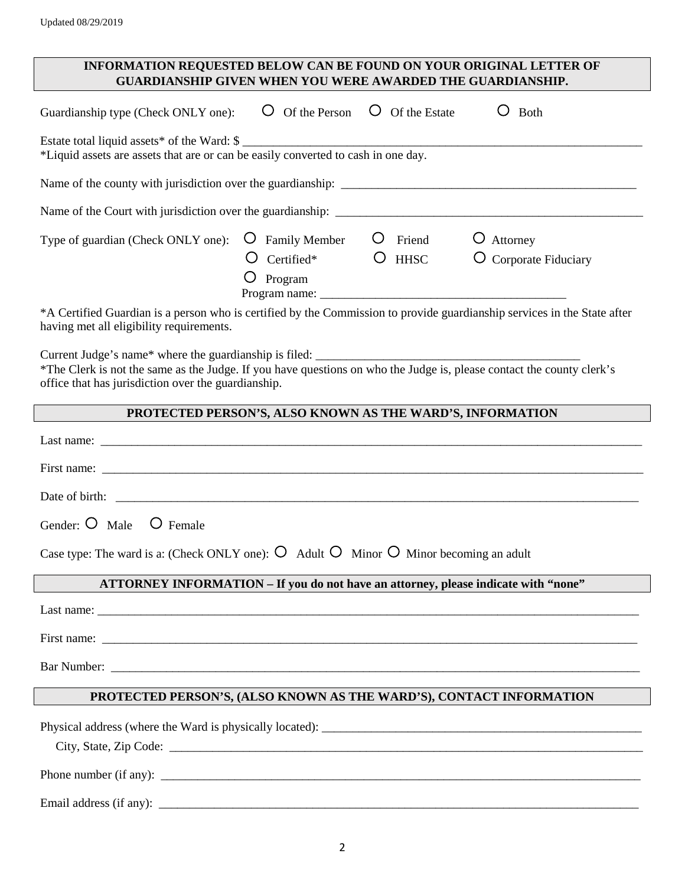Updated 08/29/2019

## INFORMATION REQUESTED BELOW CAN BE FOUND ON YOUR ORIGINAL LETTER OF GUARDIANSHIP GIVEN WHEN YOU WERE AWARDED THE GUARDIANSHIP.

Guardianship type (Check ONLY one): ○ Of the Person ○ Of the Estate ○ Both

Estate total liquid assets* of the Ward: $ ____________________________________________

*Liquid assets are assets that are or can be easily converted to cash in one day.

Name of the county with jurisdiction over the guardianship: ____________________________________________

Name of the Court with jurisdiction over the guardianship: ____________________________________________

Type of guardian (Check ONLY one): ○ Family Member ○ Friend ○ Attorney ○ Certified* ○ HHSC ○ Corporate Fiduciary ○ Program

Program name: ____________________________________________

*A Certified Guardian is a person who is certified by the Commission to provide guardianship services in the State after having met all eligibility requirements.

Current Judge's name* where the guardianship is filed: ____________________________________________

*The Clerk is not the same as the Judge. If you have questions on who the Judge is, please contact the county clerk's office that has jurisdiction over the guardianship.

## PROTECTED PERSON'S, ALSO KNOWN AS THE WARD'S, INFORMATION

Last name: ____________________________________________

First name: ____________________________________________

Date of birth: ____________________________________________

Gender: ○ Male ○ Female

Case type: The ward is a: (Check ONLY one): ○ Adult ○ Minor ○ Minor becoming an adult

## ATTORNEY INFORMATION – If you do not have an attorney, please indicate with "none"

Last name: ____________________________________________

First name: ____________________________________________

Bar Number: ____________________________________________

## PROTECTED PERSON'S, (ALSO KNOWN AS THE WARD'S), CONTACT INFORMATION

Physical address (where the Ward is physically located): ____________________________________________

City, State, Zip Code: ____________________________________________

Phone number (if any): ____________________________________________

Email address (if any): ____________________________________________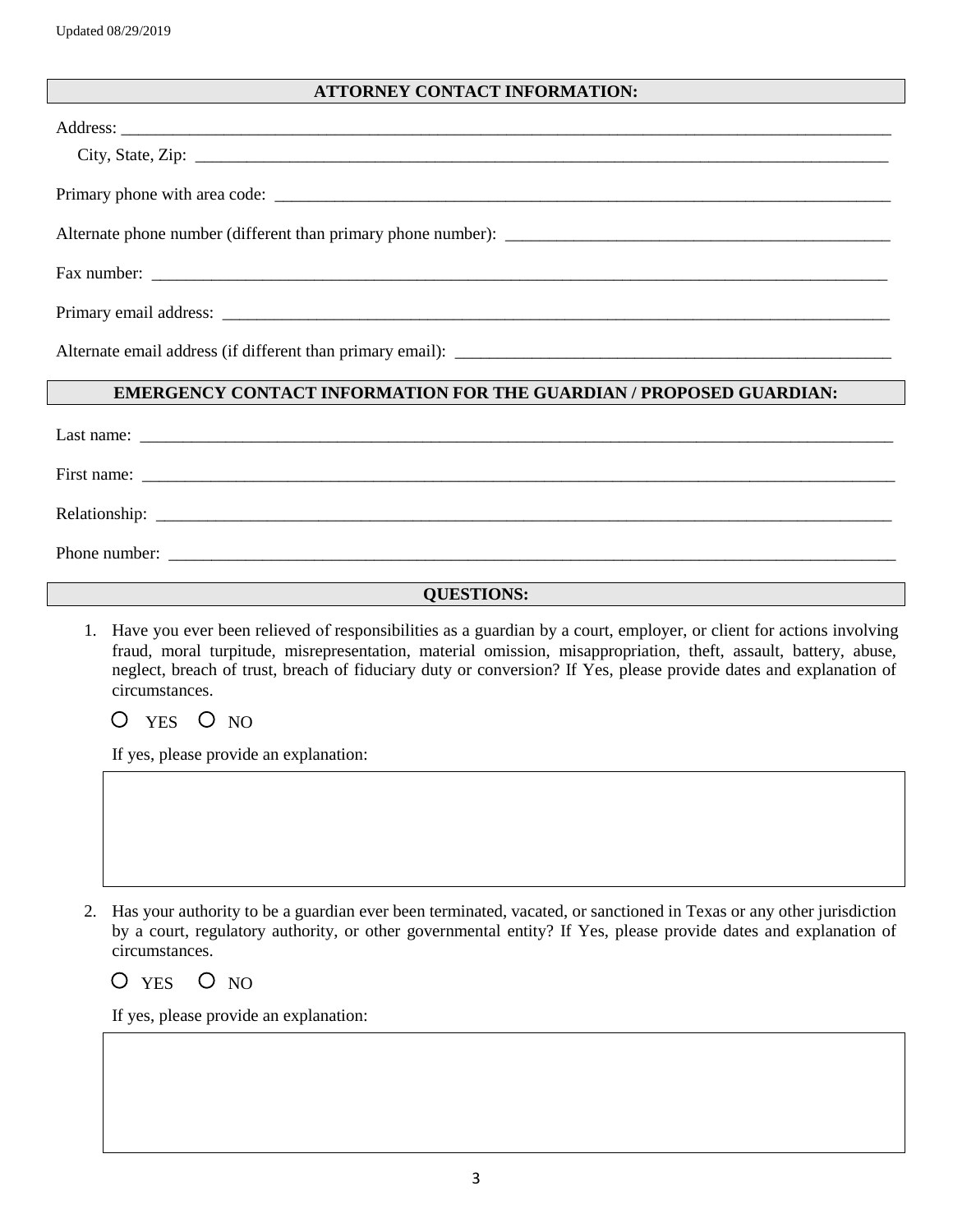## ATTORNEY CONTACT INFORMATION:

Address: ____________________________________________________________________________________________

City, State, Zip: ____________________________________________________________________________________

Primary phone with area code: _________________________________________________________________

Alternate phone number (different than primary phone number): _______________________________________

Fax number: ________________________________________________________________________________

Primary email address: _______________________________________________________________________

Alternate email address (if different than primary email): ___________________________________________

## EMERGENCY CONTACT INFORMATION FOR THE GUARDIAN / PROPOSED GUARDIAN:

Last name: __________________________________________________________________________________

First name: _________________________________________________________________________________

Relationship: ________________________________________________________________________________

Phone number: _______________________________________________________________________________

## QUESTIONS:

1. Have you ever been relieved of responsibilities as a guardian by a court, employer, or client for actions involving fraud, moral turpitude, misrepresentation, material omission, misappropriation, theft, assault, battery, abuse, neglect, breach of trust, breach of fiduciary duty or conversion? If Yes, please provide dates and explanation of circumstances.

   ○ YES ○ NO

   If yes, please provide an explanation:

   | |
   |---|
   | |

2. Has your authority to be a guardian ever been terminated, vacated, or sanctioned in Texas or any other jurisdiction by a court, regulatory authority, or other governmental entity? If Yes, please provide dates and explanation of circumstances.

   ○ YES ○ NO

   If yes, please provide an explanation:

   | |
   |---|
   | |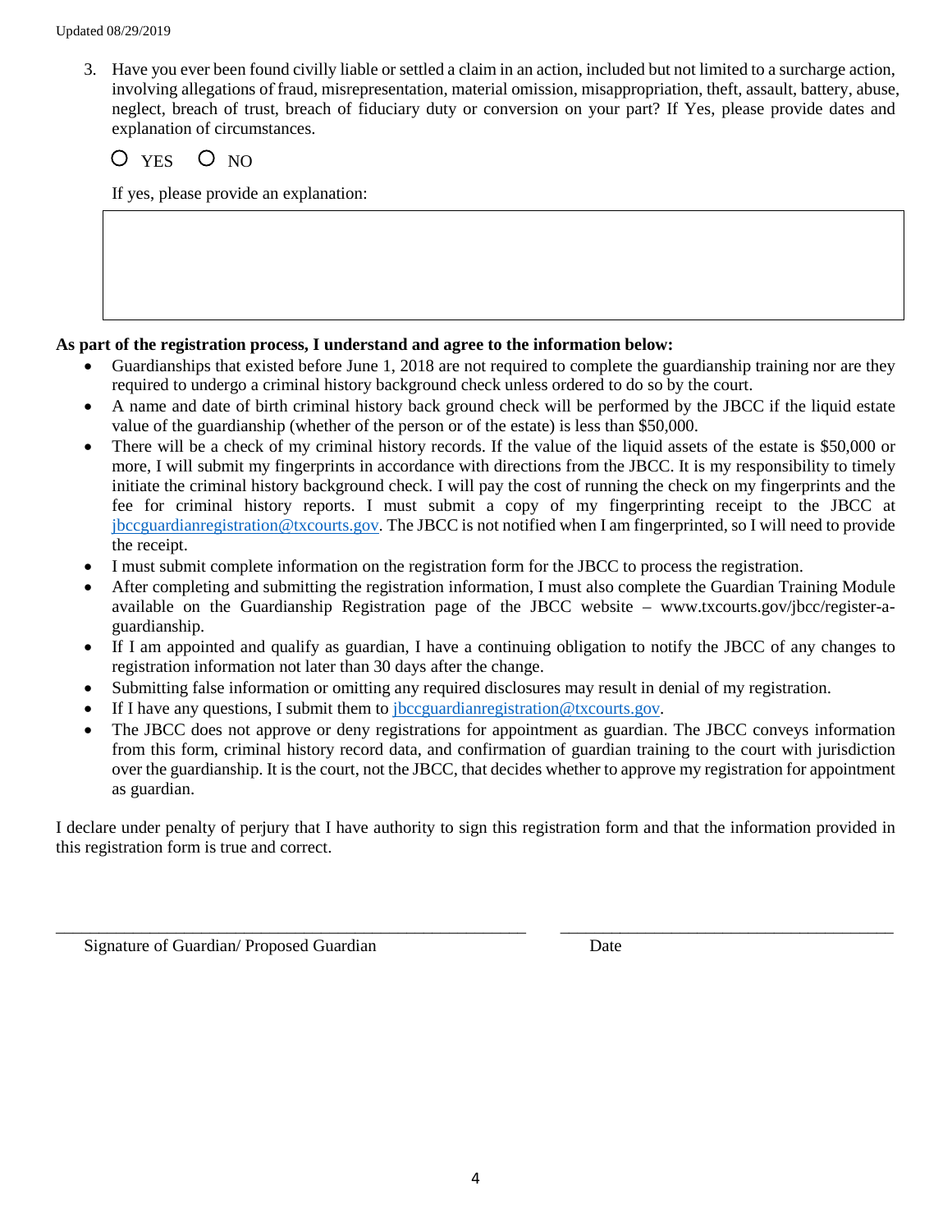3. Have you ever been found civilly liable or settled a claim in an action, included but not limited to a surcharge action, involving allegations of fraud, misrepresentation, material omission, misappropriation, theft, assault, battery, abuse, neglect, breach of trust, breach of fiduciary duty or conversion on your part? If Yes, please provide dates and explanation of circumstances.

   ○ YES ○ NO

   If yes, please provide an explanation:

**As part of the registration process, I understand and agree to the information below:**

- Guardianships that existed before June 1, 2018 are not required to complete the guardianship training nor are they required to undergo a criminal history background check unless ordered to do so by the court.
- A name and date of birth criminal history back ground check will be performed by the JBCC if the liquid estate value of the guardianship (whether of the person or of the estate) is less than $50,000.
- There will be a check of my criminal history records. If the value of the liquid assets of the estate is $50,000 or more, I will submit my fingerprints in accordance with directions from the JBCC. It is my responsibility to timely initiate the criminal history background check. I will pay the cost of running the check on my fingerprints and the fee for criminal history reports. I must submit a copy of my fingerprinting receipt to the JBCC at jbccguardianregistration@txcourts.gov. The JBCC is not notified when I am fingerprinted, so I will need to provide the receipt.
- I must submit complete information on the registration form for the JBCC to process the registration.
- After completing and submitting the registration information, I must also complete the Guardian Training Module available on the Guardianship Registration page of the JBCC website – www.txcourts.gov/jbcc/register-a-guardianship.
- If I am appointed and qualify as guardian, I have a continuing obligation to notify the JBCC of any changes to registration information not later than 30 days after the change.
- Submitting false information or omitting any required disclosures may result in denial of my registration.
- If I have any questions, I submit them to jbccguardianregistration@txcourts.gov.
- The JBCC does not approve or deny registrations for appointment as guardian. The JBCC conveys information from this form, criminal history record data, and confirmation of guardian training to the court with jurisdiction over the guardianship. It is the court, not the JBCC, that decides whether to approve my registration for appointment as guardian.

I declare under penalty of perjury that I have authority to sign this registration form and that the information provided in this registration form is true and correct.

_______________________________________________ _______________________________________

Signature of Guardian/ Proposed Guardian Date